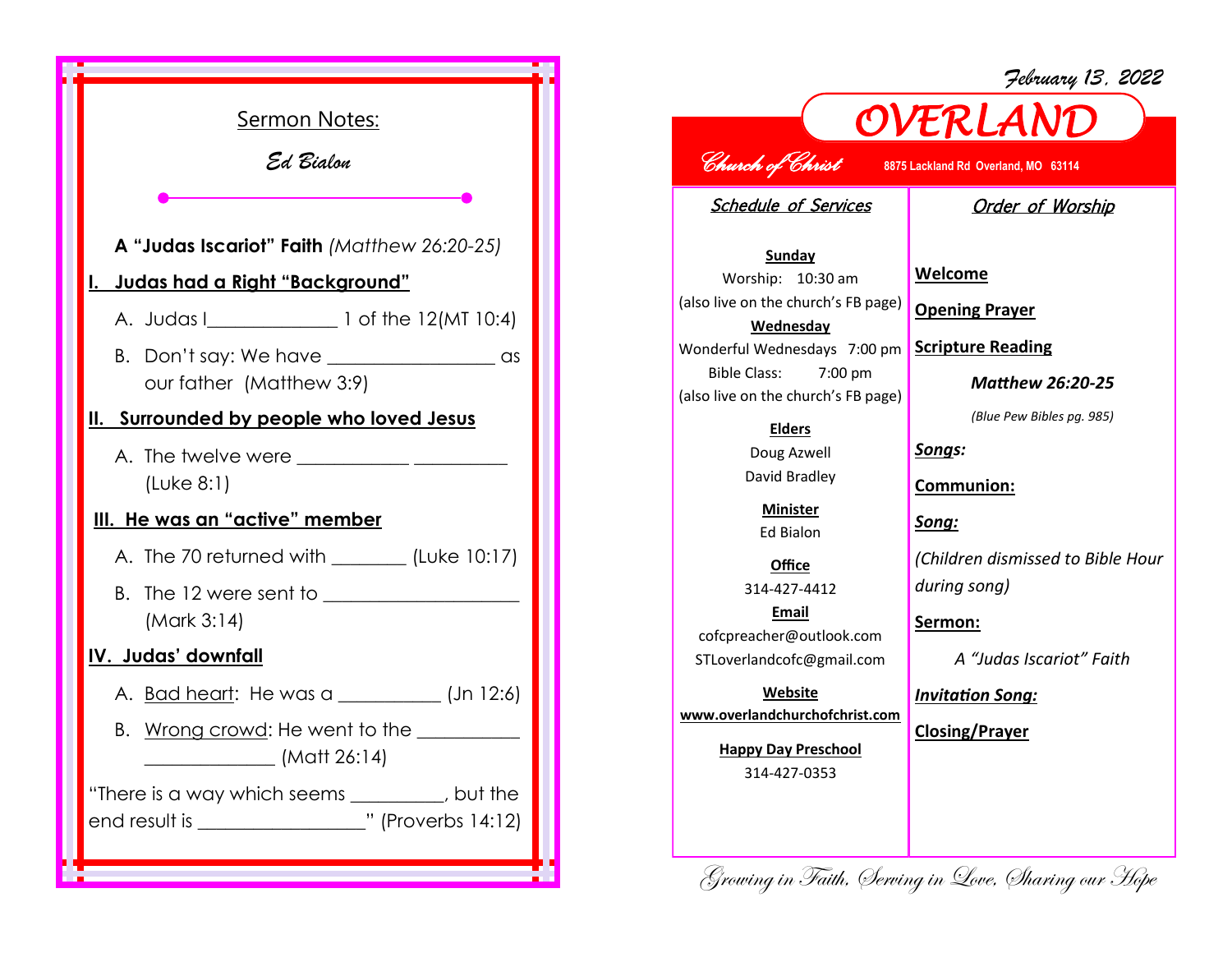## Sermon Notes:

*Ed Bialon*

**A "Judas Iscariot" Faith** *(Matthew 26:20-25)*

### I. Judas had a Right "Background"

A. Judas I______________ 1 of the 12(MT 10:4)

B. Don't say: We have __________________ as our father (Matthew 3:9)

### II. Surrounded by people who loved Jesus

A. The twelve were ____________ __________ (Luke 8:1)

### III. He was an "active" member

A. The 70 returned with ________ (Luke 10:17)

B. The 12 were sent to ____________________ (Mark 3:14)

### IV. Judas' downfall

A. Bad heart: He was a ___________ (Jn 12:6)

B. Wrong crowd: He went to the ___________ ______________ (Matt 26:14)

"There is a way which seems __________, but the end result is __________________" (Proverbs 14:12)

---

*February 13, 2022*

# OVERLAND

*Church of Christ* **8875 Lackland Rd Overland, MO 63114**

## Schedule of Services

**Sunday**
Worship: 10:30 am
(also live on the church's FB page)

**Wednesday**
Wonderful Wednesdays 7:00 pm
Bible Class: 7:00 pm
(also live on the church's FB page)

**Elders**
Doug Azwell
David Bradley

**Minister**
Ed Bialon

**Office**
314-427-4412

**Email**
cofcpreacher@outlook.com
STLoverlandcofc@gmail.com

**Website**
**www.overlandchurchofchrist.com**

**Happy Day Preschool**
314-427-0353

## Order of Worship

**Welcome**

**Opening Prayer**

**Scripture Reading**

***Matthew 26:20-25***

*(Blue Pew Bibles pg. 985)*

***Songs:***

**Communion:**

***Song:***

*(Children dismissed to Bible Hour during song)*

**Sermon:**

*A "Judas Iscariot" Faith*

***Invitation Song:***

**Closing/Prayer**

*Growing in Faith, Serving in Love, Sharing our Hope*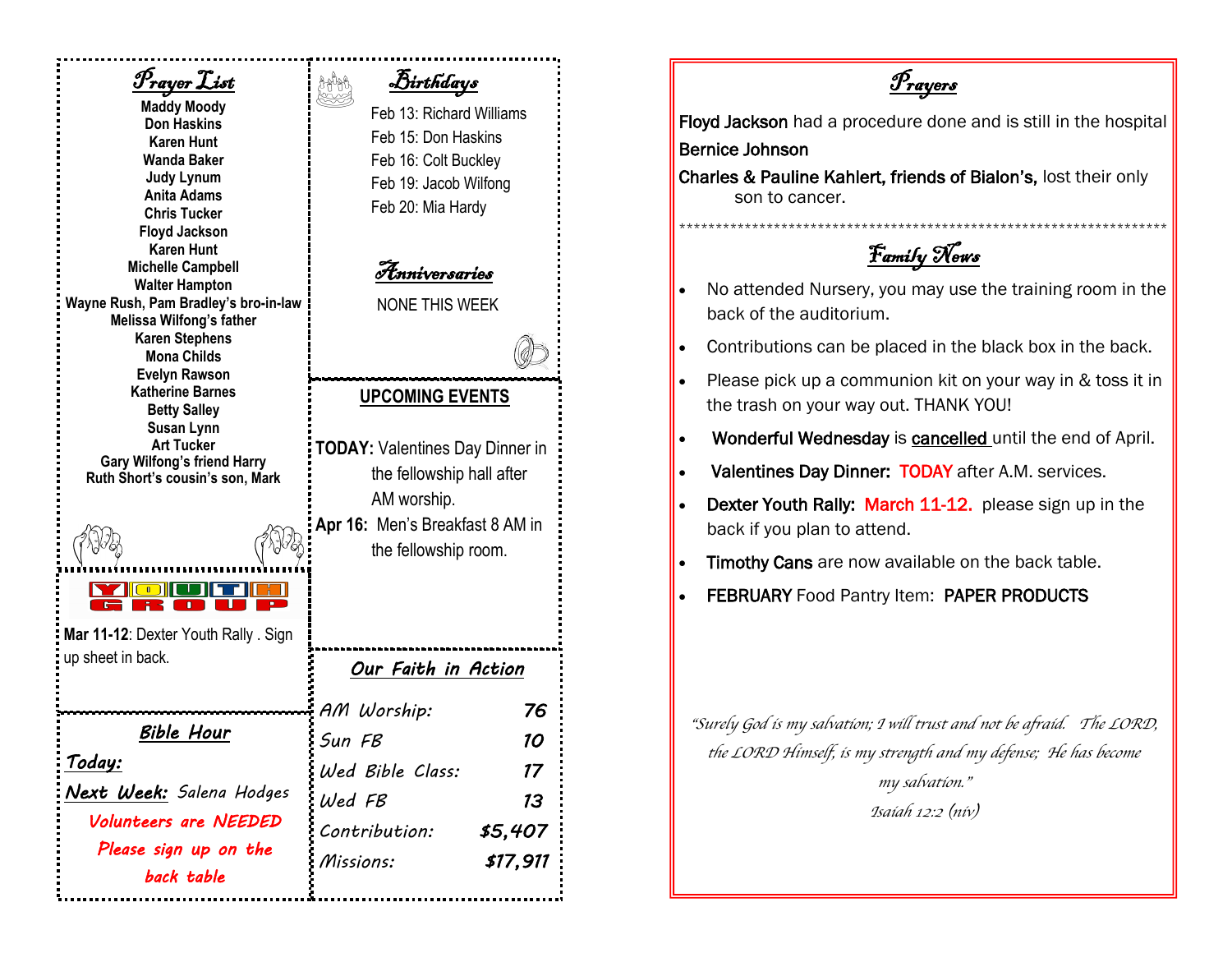## Prayer List

**Maddy Moody**
**Don Haskins**
**Karen Hunt**
**Wanda Baker**
**Judy Lynum**
**Anita Adams**
**Chris Tucker**
**Floyd Jackson**
**Karen Hunt**
**Michelle Campbell**
**Walter Hampton**
**Wayne Rush, Pam Bradley's bro-in-law**
**Melissa Wilfong's father**
**Karen Stephens**
**Mona Childs**
**Evelyn Rawson**
**Katherine Barnes**
**Betty Salley**
**Susan Lynn**
**Art Tucker**
**Gary Wilfong's friend Harry**
**Ruth Short's cousin's son, Mark**

## YOUTH GROUP

**Mar 11-12**: Dexter Youth Rally . Sign up sheet in back.

## Bible Hour

***Today:***

***Next Week:*** *Salena Hodges*

***Volunteers are NEEDED***
***Please sign up on the back table***

## Birthdays

Feb 13: Richard Williams
Feb 15: Don Haskins
Feb 16: Colt Buckley
Feb 19: Jacob Wilfong
Feb 20: Mia Hardy

## Anniversaries

NONE THIS WEEK

## UPCOMING EVENTS

**TODAY:** Valentines Day Dinner in the fellowship hall after AM worship.

**Apr 16:** Men's Breakfast 8 AM in the fellowship room.

## Our Faith in Action

| | |
|---|---|
| AM Worship: | 76 |
| Sun FB | 10 |
| Wed Bible Class: | 17 |
| Wed FB | 13 |
| Contribution: | $5,407 |
| Missions: | $17,911 |

## Prayers

Floyd Jackson had a procedure done and is still in the hospital

Bernice Johnson

**Charles & Pauline Kahlert, friends of Bialon's,** lost their only son to cancer.

*****************************************************************************

## Family News

- No attended Nursery, you may use the training room in the back of the auditorium.
- Contributions can be placed in the black box in the back.
- Please pick up a communion kit on your way in & toss it in the trash on your way out. THANK YOU!
- Wonderful Wednesday is cancelled until the end of April.
- Valentines Day Dinner: TODAY after A.M. services.
- Dexter Youth Rally: March 11-12. please sign up in the back if you plan to attend.
- Timothy Cans are now available on the back table.
- FEBRUARY Food Pantry Item: PAPER PRODUCTS

*"Surely God is my salvation; I will trust and not be afraid. The LORD, the LORD Himself, is my strength and my defense; He has become my salvation."*
*Isaiah 12:2 (niv)*